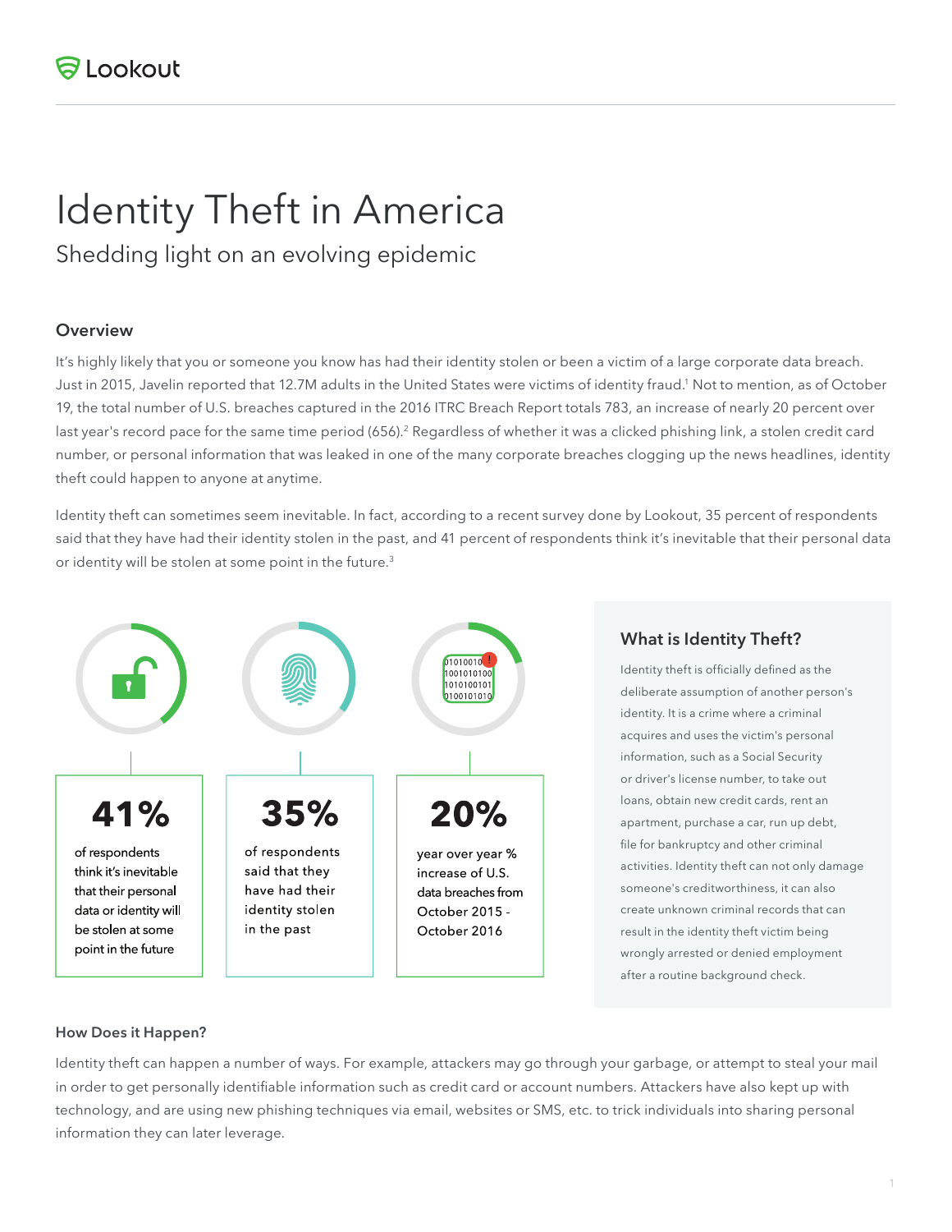# Identity Theft in America

## Shedding light on an evolving epidemic

### Overview

It's highly likely that you or someone you know has had their identity stolen or been a victim of a large corporate data breach. Just in 2015, Javelin reported that 12.7M adults in the United States were victims of identity fraud.[1] Not to mention, as of October 19, the total number of U.S. breaches captured in the 2016 ITRC Breach Report totals 783, an increase of nearly 20 percent over last year's record pace for the same time period (656).[2] Regardless of whether it was a clicked phishing link, a stolen credit card number, or personal information that was leaked in one of the many corporate breaches clogging up the news headlines, identity theft could happen to anyone at anytime.

Identity theft can sometimes seem inevitable. In fact, according to a recent survey done by Lookout, 35 percent of respondents said that they have had their identity stolen in the past, and 41 percent of respondents think it's inevitable that their personal data or identity will be stolen at some point in the future.[3]

**41%**

of respondents think it's inevitable that their personal data or identity will be stolen at some point in the future

**35%**

of respondents said that they have had their identity stolen in the past

**20%**

year over year % increase of U.S. data breaches from October 2015 - October 2016

### What is Identity Theft?

Identity theft is officially defined as the deliberate assumption of another person's identity. It is a crime where a criminal acquires and uses the victim's personal information, such as a Social Security or driver's license number, to take out loans, obtain new credit cards, rent an apartment, purchase a car, run up debt, file for bankruptcy and other criminal activities. Identity theft can not only damage someone's creditworthiness, it can also create unknown criminal records that can result in the identity theft victim being wrongly arrested or denied employment after a routine background check.

### How Does it Happen?

Identity theft can happen a number of ways. For example, attackers may go through your garbage, or attempt to steal your mail in order to get personally identifiable information such as credit card or account numbers. Attackers have also kept up with technology, and are using new phishing techniques via email, websites or SMS, etc. to trick individuals into sharing personal information they can later leverage.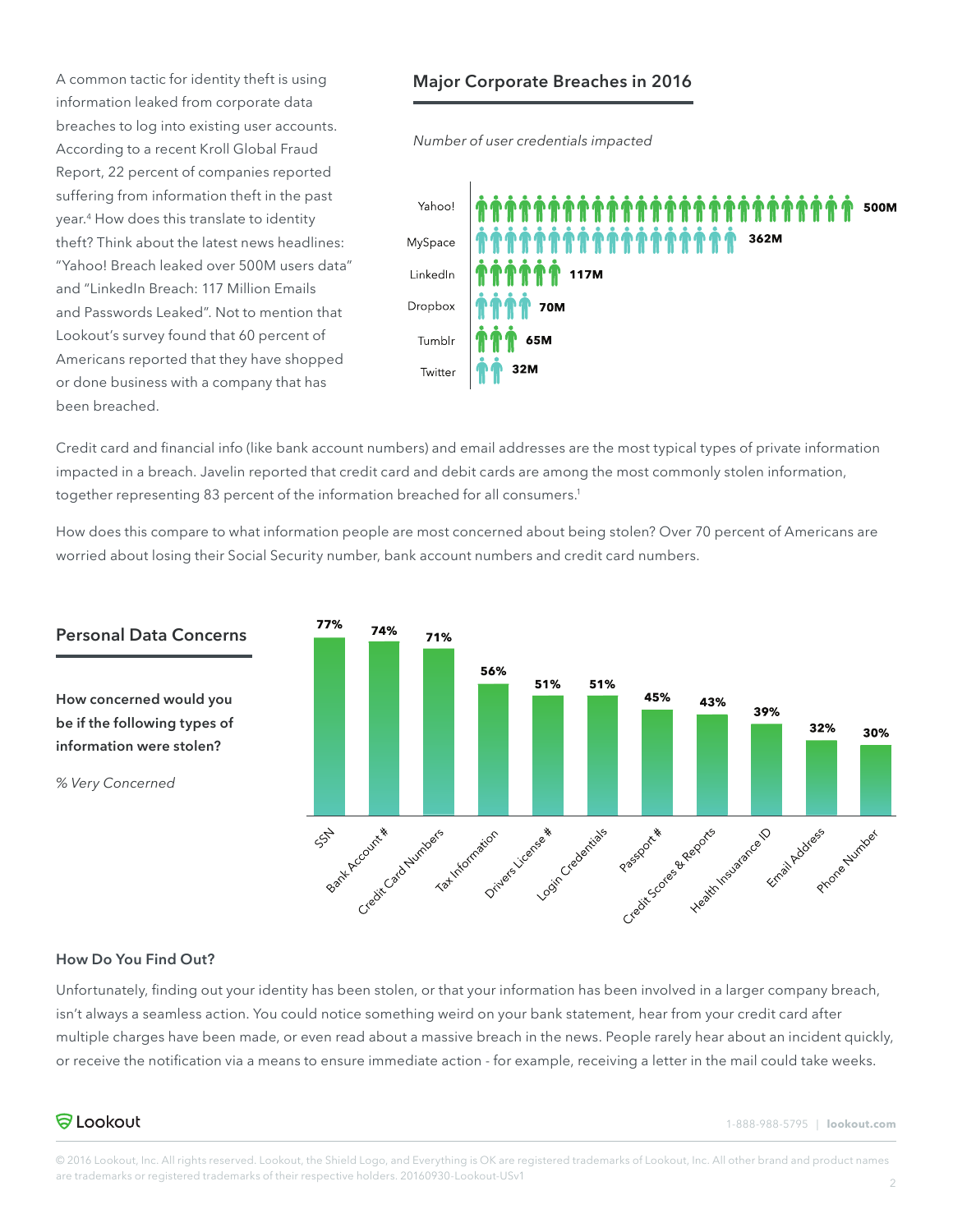A common tactic for identity theft is using information leaked from corporate data breaches to log into existing user accounts. According to a recent Kroll Global Fraud Report, 22 percent of companies reported suffering from information theft in the past year.[4] How does this translate to identity theft? Think about the latest news headlines: "Yahoo! Breach leaked over 500M users data" and "LinkedIn Breach: 117 Million Emails and Passwords Leaked". Not to mention that Lookout's survey found that 60 percent of Americans reported that they have shopped or done business with a company that has been breached.

## Major Corporate Breaches in 2016

*Number of user credentials impacted*

| Company | Credentials |
|---|---|
| Yahoo! | 500M |
| MySpace | 362M |
| LinkedIn | 117M |
| Dropbox | 70M |
| Tumblr | 65M |
| Twitter | 32M |

Credit card and financial info (like bank account numbers) and email addresses are the most typical types of private information impacted in a breach. Javelin reported that credit card and debit cards are among the most commonly stolen information, together representing 83 percent of the information breached for all consumers.[1]

How does this compare to what information people are most concerned about being stolen? Over 70 percent of Americans are worried about losing their Social Security number, bank account numbers and credit card numbers.

## Personal Data Concerns

**How concerned would you be if the following types of information were stolen?**

*% Very Concerned*

| Information Type | % Very Concerned |
|---|---|
| SSN | 77% |
| Bank Account # | 74% |
| Credit Card Numbers | 71% |
| Tax Information | 56% |
| Drivers License # | 51% |
| Login Credentials | 51% |
| Passport # | 45% |
| Credit Scores & Reports | 43% |
| Health Insurance ID | 39% |
| Email Address | 32% |
| Phone Number | 30% |

### How Do You Find Out?

Unfortunately, finding out your identity has been stolen, or that your information has been involved in a larger company breach, isn't always a seamless action. You could notice something weird on your bank statement, hear from your credit card after multiple charges have been made, or even read about a massive breach in the news. People rarely hear about an incident quickly, or receive the notification via a means to ensure immediate action - for example, receiving a letter in the mail could take weeks.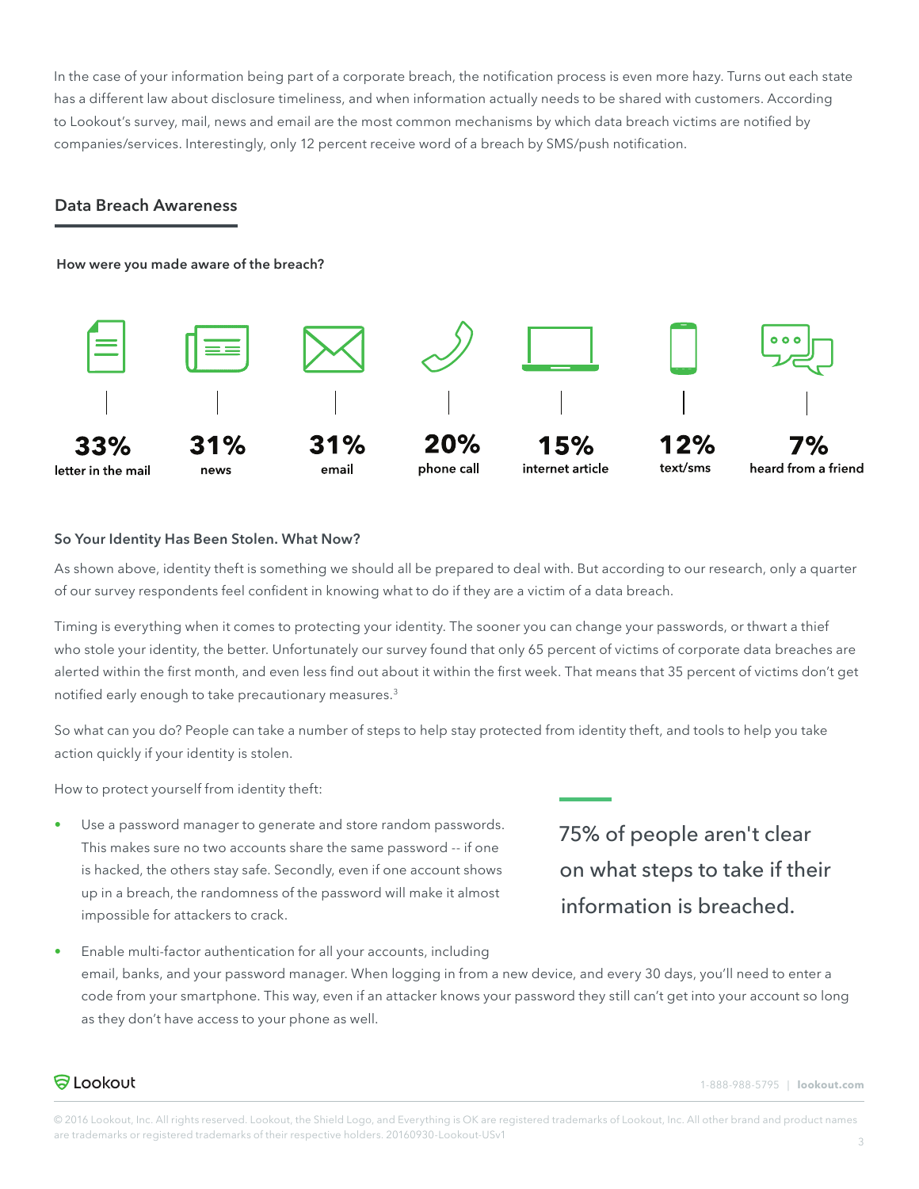In the case of your information being part of a corporate breach, the notification process is even more hazy. Turns out each state has a different law about disclosure timeliness, and when information actually needs to be shared with customers. According to Lookout's survey, mail, news and email are the most common mechanisms by which data breach victims are notified by companies/services. Interestingly, only 12 percent receive word of a breach by SMS/push notification.

## Data Breach Awareness

**How were you made aware of the breach?**

| 33% | 31% | 31% | 20% | 15% | 12% | 7% |
|---|---|---|---|---|---|---|
| letter in the mail | news | email | phone call | internet article | text/sms | heard from a friend |

### So Your Identity Has Been Stolen. What Now?

As shown above, identity theft is something we should all be prepared to deal with. But according to our research, only a quarter of our survey respondents feel confident in knowing what to do if they are a victim of a data breach.

Timing is everything when it comes to protecting your identity. The sooner you can change your passwords, or thwart a thief who stole your identity, the better. Unfortunately our survey found that only 65 percent of victims of corporate data breaches are alerted within the first month, and even less find out about it within the first week. That means that 35 percent of victims don't get notified early enough to take precautionary measures.[3]

So what can you do? People can take a number of steps to help stay protected from identity theft, and tools to help you take action quickly if your identity is stolen.

How to protect yourself from identity theft:

> 75% of people aren't clear on what steps to take if their information is breached.

- Use a password manager to generate and store random passwords. This makes sure no two accounts share the same password -- if one is hacked, the others stay safe. Secondly, even if one account shows up in a breach, the randomness of the password will make it almost impossible for attackers to crack.
- Enable multi-factor authentication for all your accounts, including email, banks, and your password manager. When logging in from a new device, and every 30 days, you'll need to enter a code from your smartphone. This way, even if an attacker knows your password they still can't get into your account so long as they don't have access to your phone as well.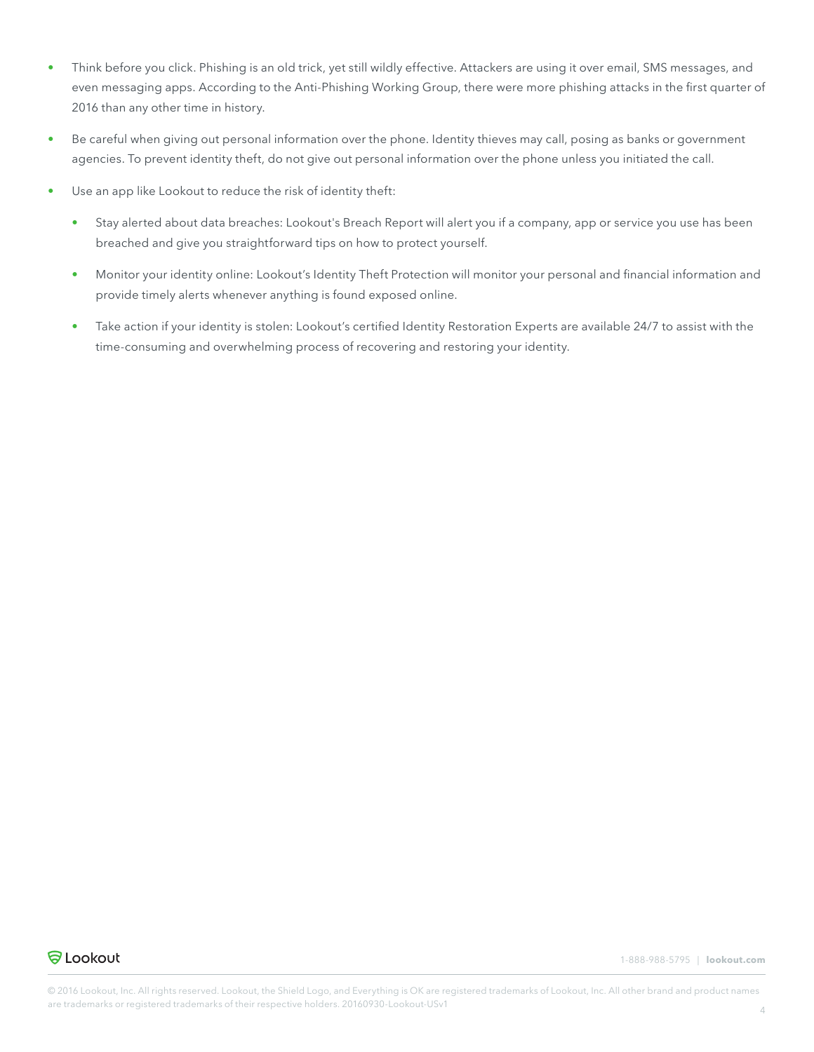- Think before you click. Phishing is an old trick, yet still wildly effective. Attackers are using it over email, SMS messages, and even messaging apps. According to the Anti-Phishing Working Group, there were more phishing attacks in the first quarter of 2016 than any other time in history.
- Be careful when giving out personal information over the phone. Identity thieves may call, posing as banks or government agencies. To prevent identity theft, do not give out personal information over the phone unless you initiated the call.
- Use an app like Lookout to reduce the risk of identity theft:
  - Stay alerted about data breaches: Lookout's Breach Report will alert you if a company, app or service you use has been breached and give you straightforward tips on how to protect yourself.
  - Monitor your identity online: Lookout's Identity Theft Protection will monitor your personal and financial information and provide timely alerts whenever anything is found exposed online.
  - Take action if your identity is stolen: Lookout's certified Identity Restoration Experts are available 24/7 to assist with the time-consuming and overwhelming process of recovering and restoring your identity.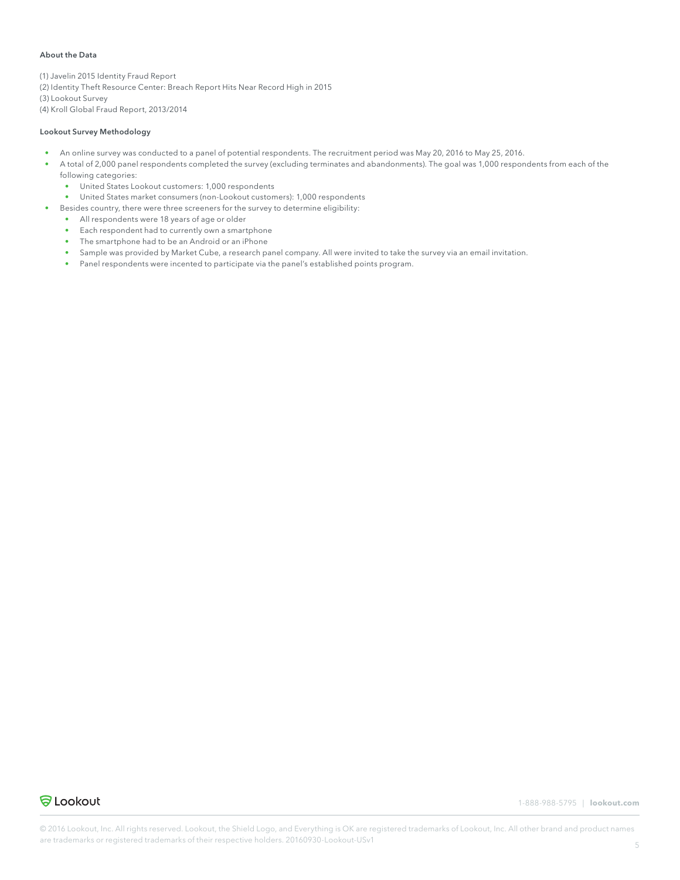#### About the Data

(1) Javelin 2015 Identity Fraud Report
(2) Identity Theft Resource Center: Breach Report Hits Near Record High in 2015
(3) Lookout Survey
(4) Kroll Global Fraud Report, 2013/2014

#### Lookout Survey Methodology

- An online survey was conducted to a panel of potential respondents. The recruitment period was May 20, 2016 to May 25, 2016.
- A total of 2,000 panel respondents completed the survey (excluding terminates and abandonments). The goal was 1,000 respondents from each of the following categories:
  - United States Lookout customers: 1,000 respondents
  - United States market consumers (non-Lookout customers): 1,000 respondents
- Besides country, there were three screeners for the survey to determine eligibility:
  - All respondents were 18 years of age or older
  - Each respondent had to currently own a smartphone
  - The smartphone had to be an Android or an iPhone
  - Sample was provided by Market Cube, a research panel company. All were invited to take the survey via an email invitation.
  - Panel respondents were incented to participate via the panel's established points program.

Lookout

1-888-988-5795 | **lookout.com**

© 2016 Lookout, Inc. All rights reserved. Lookout, the Shield Logo, and Everything is OK are registered trademarks of Lookout, Inc. All other brand and product names are trademarks or registered trademarks of their respective holders. 20160930-Lookout-USv1